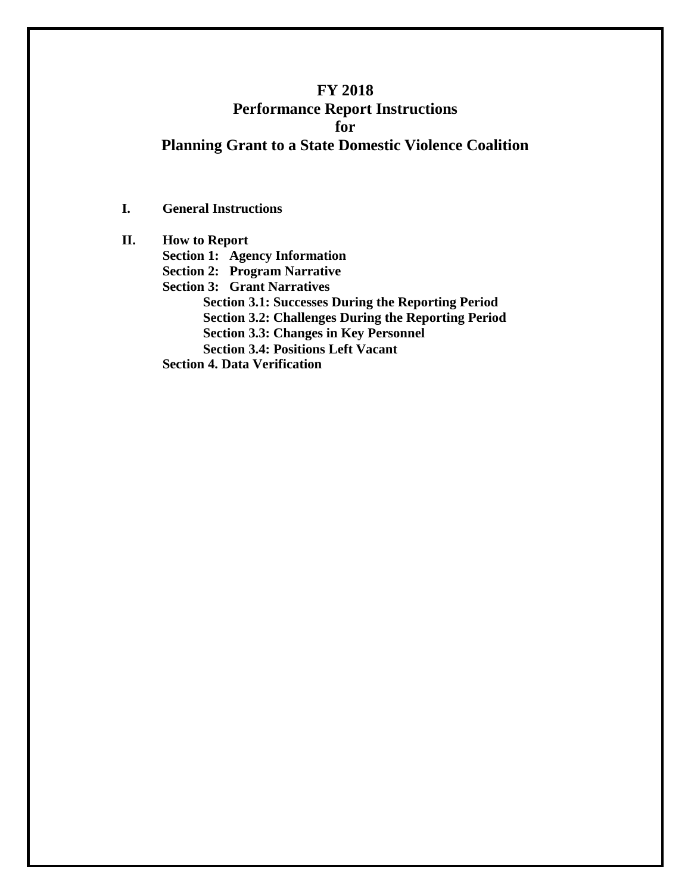# FY 2018
# Performance Report Instructions
# for
# Planning Grant to a State Domestic Violence Coalition

**I. General Instructions**

**II. How to Report**

- **Section 1: Agency Information**
- **Section 2: Program Narrative**
- **Section 3: Grant Narratives**
  - **Section 3.1: Successes During the Reporting Period**
  - **Section 3.2: Challenges During the Reporting Period**
  - **Section 3.3: Changes in Key Personnel**
  - **Section 3.4: Positions Left Vacant**
- **Section 4. Data Verification**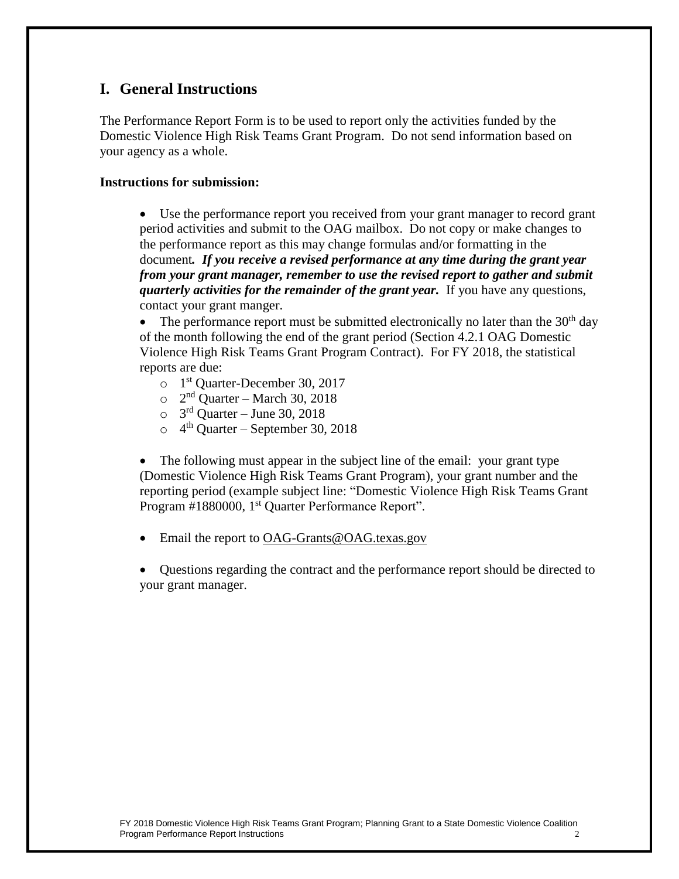## I. General Instructions

The Performance Report Form is to be used to report only the activities funded by the Domestic Violence High Risk Teams Grant Program. Do not send information based on your agency as a whole.

**Instructions for submission:**

- Use the performance report you received from your grant manager to record grant period activities and submit to the OAG mailbox. Do not copy or make changes to the performance report as this may change formulas and/or formatting in the document***. If you receive a revised performance at any time during the grant year from your grant manager, remember to use the revised report to gather and submit quarterly activities for the remainder of the grant year.*** If you have any questions, contact your grant manger.
- The performance report must be submitted electronically no later than the 30th day of the month following the end of the grant period (Section 4.2.1 OAG Domestic Violence High Risk Teams Grant Program Contract). For FY 2018, the statistical reports are due:
  - 1st Quarter-December 30, 2017
  - 2nd Quarter – March 30, 2018
  - 3rd Quarter – June 30, 2018
  - 4th Quarter – September 30, 2018
- The following must appear in the subject line of the email: your grant type (Domestic Violence High Risk Teams Grant Program), your grant number and the reporting period (example subject line: "Domestic Violence High Risk Teams Grant Program #1880000, 1st Quarter Performance Report".
- Email the report to OAG-Grants@OAG.texas.gov
- Questions regarding the contract and the performance report should be directed to your grant manager.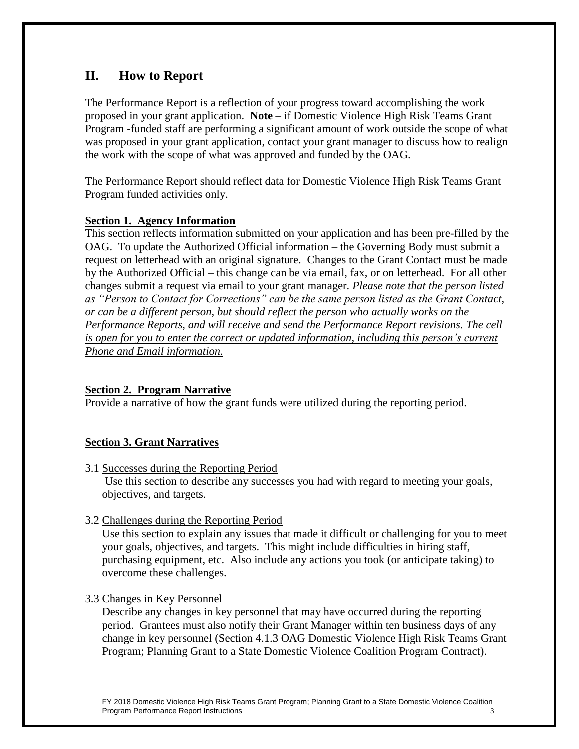## II. How to Report

The Performance Report is a reflection of your progress toward accomplishing the work proposed in your grant application. **Note** – if Domestic Violence High Risk Teams Grant Program -funded staff are performing a significant amount of work outside the scope of what was proposed in your grant application, contact your grant manager to discuss how to realign the work with the scope of what was approved and funded by the OAG.

The Performance Report should reflect data for Domestic Violence High Risk Teams Grant Program funded activities only.

**Section 1. Agency Information**

This section reflects information submitted on your application and has been pre-filled by the OAG. To update the Authorized Official information – the Governing Body must submit a request on letterhead with an original signature. Changes to the Grant Contact must be made by the Authorized Official – this change can be via email, fax, or on letterhead. For all other changes submit a request via email to your grant manager. *Please note that the person listed as "Person to Contact for Corrections" can be the same person listed as the Grant Contact, or can be a different person, but should reflect the person who actually works on the Performance Reports, and will receive and send the Performance Report revisions. The cell is open for you to enter the correct or updated information, including this person's current Phone and Email information.*

**Section 2. Program Narrative**

Provide a narrative of how the grant funds were utilized during the reporting period.

**Section 3. Grant Narratives**

3.1 Successes during the Reporting Period

Use this section to describe any successes you had with regard to meeting your goals, objectives, and targets.

3.2 Challenges during the Reporting Period

Use this section to explain any issues that made it difficult or challenging for you to meet your goals, objectives, and targets. This might include difficulties in hiring staff, purchasing equipment, etc. Also include any actions you took (or anticipate taking) to overcome these challenges.

3.3 Changes in Key Personnel

Describe any changes in key personnel that may have occurred during the reporting period. Grantees must also notify their Grant Manager within ten business days of any change in key personnel (Section 4.1.3 OAG Domestic Violence High Risk Teams Grant Program; Planning Grant to a State Domestic Violence Coalition Program Contract).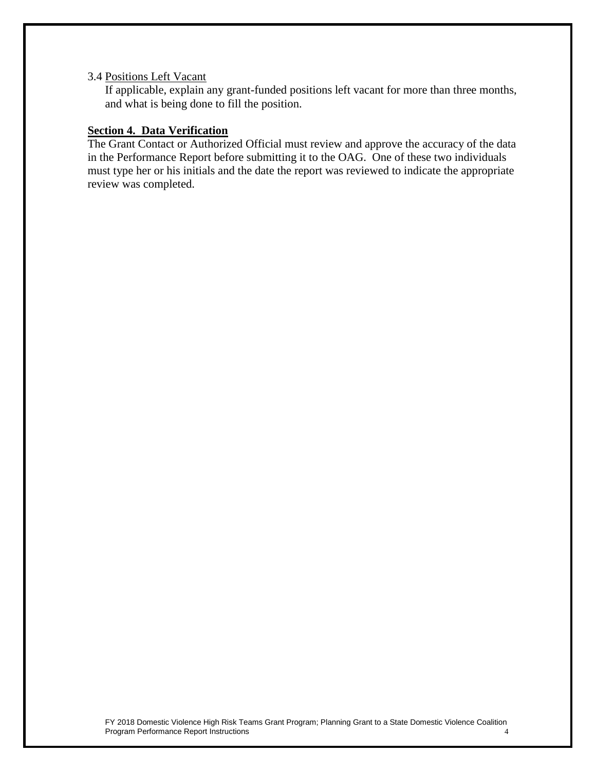3.4 Positions Left Vacant

If applicable, explain any grant-funded positions left vacant for more than three months, and what is being done to fill the position.

## Section 4. Data Verification

The Grant Contact or Authorized Official must review and approve the accuracy of the data in the Performance Report before submitting it to the OAG. One of these two individuals must type her or his initials and the date the report was reviewed to indicate the appropriate review was completed.